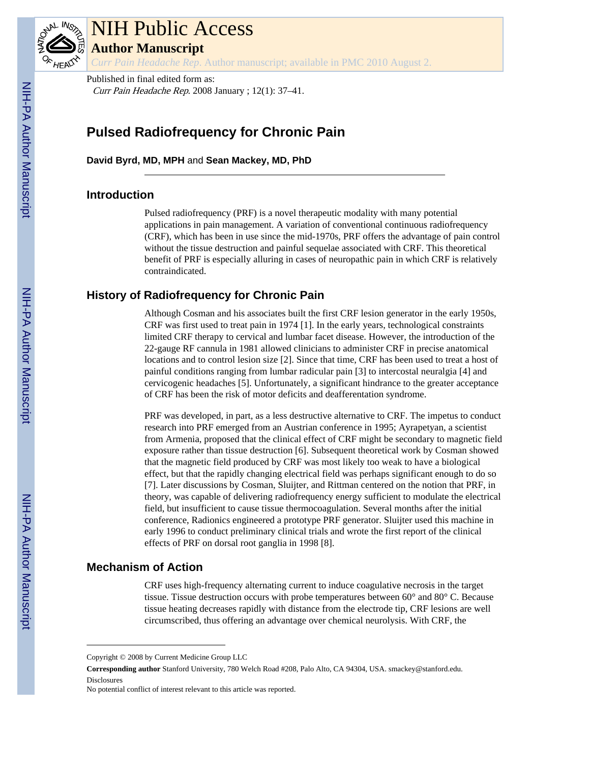# NIH Public Access

## Author Manuscript

*Curr Pain Headache Rep*. Author manuscript; available in PMC 2010 August 2.

Published in final edited form as:

*Curr Pain Headache Rep*. 2008 January ; 12(1): 37–41.

# Pulsed Radiofrequency for Chronic Pain

**David Byrd, MD, MPH** and **Sean Mackey, MD, PhD**

## Introduction

Pulsed radiofrequency (PRF) is a novel therapeutic modality with many potential applications in pain management. A variation of conventional continuous radiofrequency (CRF), which has been in use since the mid-1970s, PRF offers the advantage of pain control without the tissue destruction and painful sequelae associated with CRF. This theoretical benefit of PRF is especially alluring in cases of neuropathic pain in which CRF is relatively contraindicated.

## History of Radiofrequency for Chronic Pain

Although Cosman and his associates built the first CRF lesion generator in the early 1950s, CRF was first used to treat pain in 1974 [1]. In the early years, technological constraints limited CRF therapy to cervical and lumbar facet disease. However, the introduction of the 22-gauge RF cannula in 1981 allowed clinicians to administer CRF in precise anatomical locations and to control lesion size [2]. Since that time, CRF has been used to treat a host of painful conditions ranging from lumbar radicular pain [3] to intercostal neuralgia [4] and cervicogenic headaches [5]. Unfortunately, a significant hindrance to the greater acceptance of CRF has been the risk of motor deficits and deafferentation syndrome.

PRF was developed, in part, as a less destructive alternative to CRF. The impetus to conduct research into PRF emerged from an Austrian conference in 1995; Ayrapetyan, a scientist from Armenia, proposed that the clinical effect of CRF might be secondary to magnetic field exposure rather than tissue destruction [6]. Subsequent theoretical work by Cosman showed that the magnetic field produced by CRF was most likely too weak to have a biological effect, but that the rapidly changing electrical field was perhaps significant enough to do so [7]. Later discussions by Cosman, Sluijter, and Rittman centered on the notion that PRF, in theory, was capable of delivering radiofrequency energy sufficient to modulate the electrical field, but insufficient to cause tissue thermocoagulation. Several months after the initial conference, Radionics engineered a prototype PRF generator. Sluijter used this machine in early 1996 to conduct preliminary clinical trials and wrote the first report of the clinical effects of PRF on dorsal root ganglia in 1998 [8].

## Mechanism of Action

CRF uses high-frequency alternating current to induce coagulative necrosis in the target tissue. Tissue destruction occurs with probe temperatures between 60° and 80° C. Because tissue heating decreases rapidly with distance from the electrode tip, CRF lesions are well circumscribed, thus offering an advantage over chemical neurolysis. With CRF, the

Copyright © 2008 by Current Medicine Group LLC

**Corresponding author** Stanford University, 780 Welch Road #208, Palo Alto, CA 94304, USA. smackey@stanford.edu.

Disclosures

No potential conflict of interest relevant to this article was reported.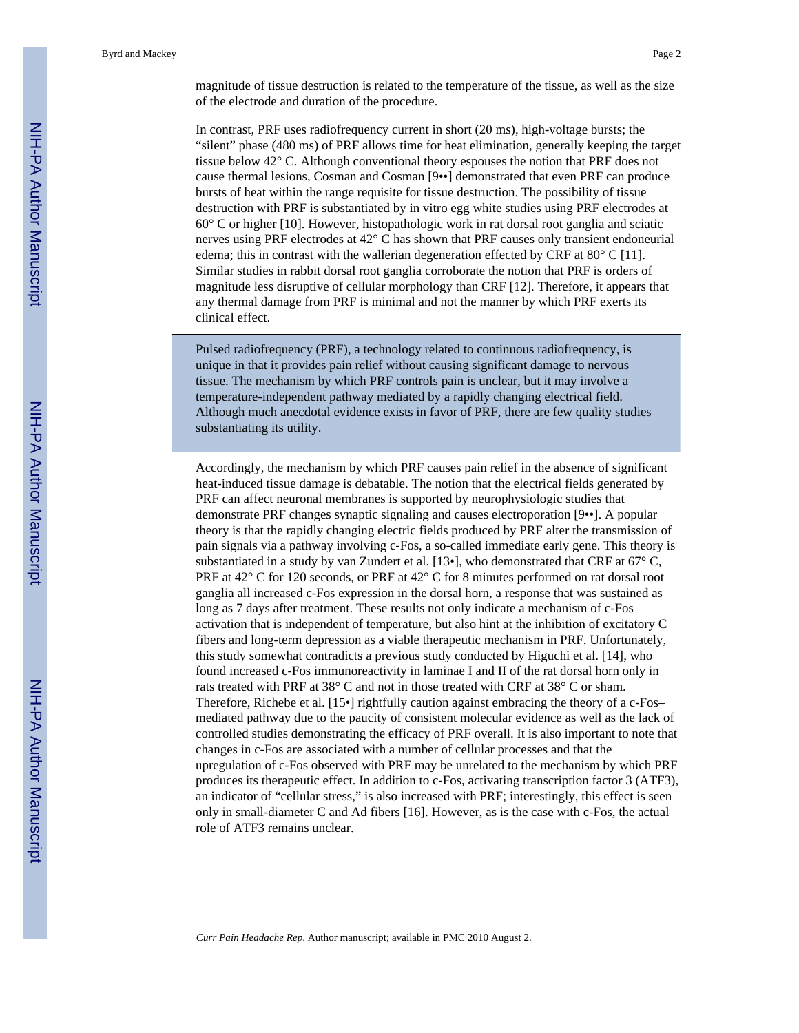magnitude of tissue destruction is related to the temperature of the tissue, as well as the size of the electrode and duration of the procedure.

In contrast, PRF uses radiofrequency current in short (20 ms), high-voltage bursts; the "silent" phase (480 ms) of PRF allows time for heat elimination, generally keeping the target tissue below 42° C. Although conventional theory espouses the notion that PRF does not cause thermal lesions, Cosman and Cosman [9••] demonstrated that even PRF can produce bursts of heat within the range requisite for tissue destruction. The possibility of tissue destruction with PRF is substantiated by in vitro egg white studies using PRF electrodes at 60° C or higher [10]. However, histopathologic work in rat dorsal root ganglia and sciatic nerves using PRF electrodes at 42° C has shown that PRF causes only transient endoneurial edema; this in contrast with the wallerian degeneration effected by CRF at 80° C [11]. Similar studies in rabbit dorsal root ganglia corroborate the notion that PRF is orders of magnitude less disruptive of cellular morphology than CRF [12]. Therefore, it appears that any thermal damage from PRF is minimal and not the manner by which PRF exerts its clinical effect.

> Pulsed radiofrequency (PRF), a technology related to continuous radiofrequency, is unique in that it provides pain relief without causing significant damage to nervous tissue. The mechanism by which PRF controls pain is unclear, but it may involve a temperature-independent pathway mediated by a rapidly changing electrical field. Although much anecdotal evidence exists in favor of PRF, there are few quality studies substantiating its utility.

Accordingly, the mechanism by which PRF causes pain relief in the absence of significant heat-induced tissue damage is debatable. The notion that the electrical fields generated by PRF can affect neuronal membranes is supported by neurophysiologic studies that demonstrate PRF changes synaptic signaling and causes electroporation [9••]. A popular theory is that the rapidly changing electric fields produced by PRF alter the transmission of pain signals via a pathway involving c-Fos, a so-called immediate early gene. This theory is substantiated in a study by van Zundert et al. [13•], who demonstrated that CRF at 67° C, PRF at 42° C for 120 seconds, or PRF at 42° C for 8 minutes performed on rat dorsal root ganglia all increased c-Fos expression in the dorsal horn, a response that was sustained as long as 7 days after treatment. These results not only indicate a mechanism of c-Fos activation that is independent of temperature, but also hint at the inhibition of excitatory C fibers and long-term depression as a viable therapeutic mechanism in PRF. Unfortunately, this study somewhat contradicts a previous study conducted by Higuchi et al. [14], who found increased c-Fos immunoreactivity in laminae I and II of the rat dorsal horn only in rats treated with PRF at 38° C and not in those treated with CRF at 38° C or sham. Therefore, Richebe et al. [15•] rightfully caution against embracing the theory of a c-Fos–mediated pathway due to the paucity of consistent molecular evidence as well as the lack of controlled studies demonstrating the efficacy of PRF overall. It is also important to note that changes in c-Fos are associated with a number of cellular processes and that the upregulation of c-Fos observed with PRF may be unrelated to the mechanism by which PRF produces its therapeutic effect. In addition to c-Fos, activating transcription factor 3 (ATF3), an indicator of "cellular stress," is also increased with PRF; interestingly, this effect is seen only in small-diameter C and Ad fibers [16]. However, as is the case with c-Fos, the actual role of ATF3 remains unclear.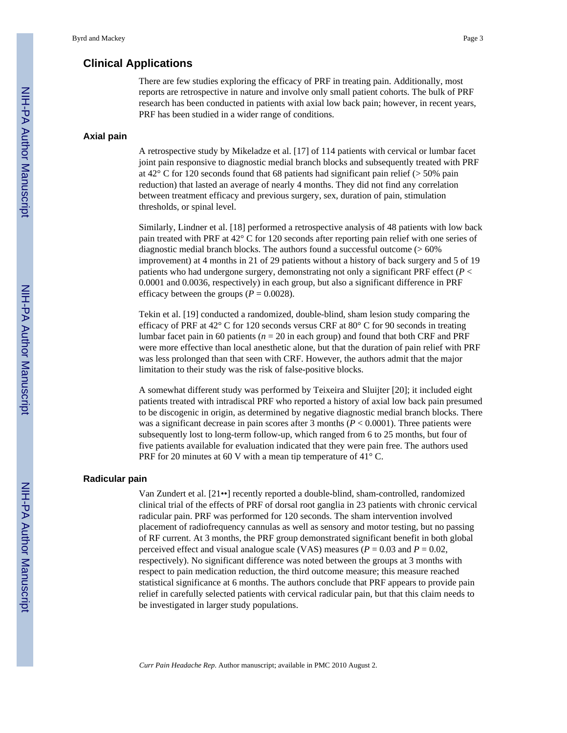## Clinical Applications

There are few studies exploring the efficacy of PRF in treating pain. Additionally, most reports are retrospective in nature and involve only small patient cohorts. The bulk of PRF research has been conducted in patients with axial low back pain; however, in recent years, PRF has been studied in a wider range of conditions.

### Axial pain

A retrospective study by Mikeladze et al. [17] of 114 patients with cervical or lumbar facet joint pain responsive to diagnostic medial branch blocks and subsequently treated with PRF at 42° C for 120 seconds found that 68 patients had significant pain relief (> 50% pain reduction) that lasted an average of nearly 4 months. They did not find any correlation between treatment efficacy and previous surgery, sex, duration of pain, stimulation thresholds, or spinal level.

Similarly, Lindner et al. [18] performed a retrospective analysis of 48 patients with low back pain treated with PRF at 42° C for 120 seconds after reporting pain relief with one series of diagnostic medial branch blocks. The authors found a successful outcome (> 60% improvement) at 4 months in 21 of 29 patients without a history of back surgery and 5 of 19 patients who had undergone surgery, demonstrating not only a significant PRF effect ($P < 0.0001$ and 0.0036, respectively) in each group, but also a significant difference in PRF efficacy between the groups ($P = 0.0028$).

Tekin et al. [19] conducted a randomized, double-blind, sham lesion study comparing the efficacy of PRF at 42° C for 120 seconds versus CRF at 80° C for 90 seconds in treating lumbar facet pain in 60 patients ($n = 20$ in each group) and found that both CRF and PRF were more effective than local anesthetic alone, but that the duration of pain relief with PRF was less prolonged than that seen with CRF. However, the authors admit that the major limitation to their study was the risk of false-positive blocks.

A somewhat different study was performed by Teixeira and Sluijter [20]; it included eight patients treated with intradiscal PRF who reported a history of axial low back pain presumed to be discogenic in origin, as determined by negative diagnostic medial branch blocks. There was a significant decrease in pain scores after 3 months ($P < 0.0001$). Three patients were subsequently lost to long-term follow-up, which ranged from 6 to 25 months, but four of five patients available for evaluation indicated that they were pain free. The authors used PRF for 20 minutes at 60 V with a mean tip temperature of 41° C.

### Radicular pain

Van Zundert et al. [21••] recently reported a double-blind, sham-controlled, randomized clinical trial of the effects of PRF of dorsal root ganglia in 23 patients with chronic cervical radicular pain. PRF was performed for 120 seconds. The sham intervention involved placement of radiofrequency cannulas as well as sensory and motor testing, but no passing of RF current. At 3 months, the PRF group demonstrated significant benefit in both global perceived effect and visual analogue scale (VAS) measures ($P = 0.03$ and $P = 0.02$, respectively). No significant difference was noted between the groups at 3 months with respect to pain medication reduction, the third outcome measure; this measure reached statistical significance at 6 months. The authors conclude that PRF appears to provide pain relief in carefully selected patients with cervical radicular pain, but that this claim needs to be investigated in larger study populations.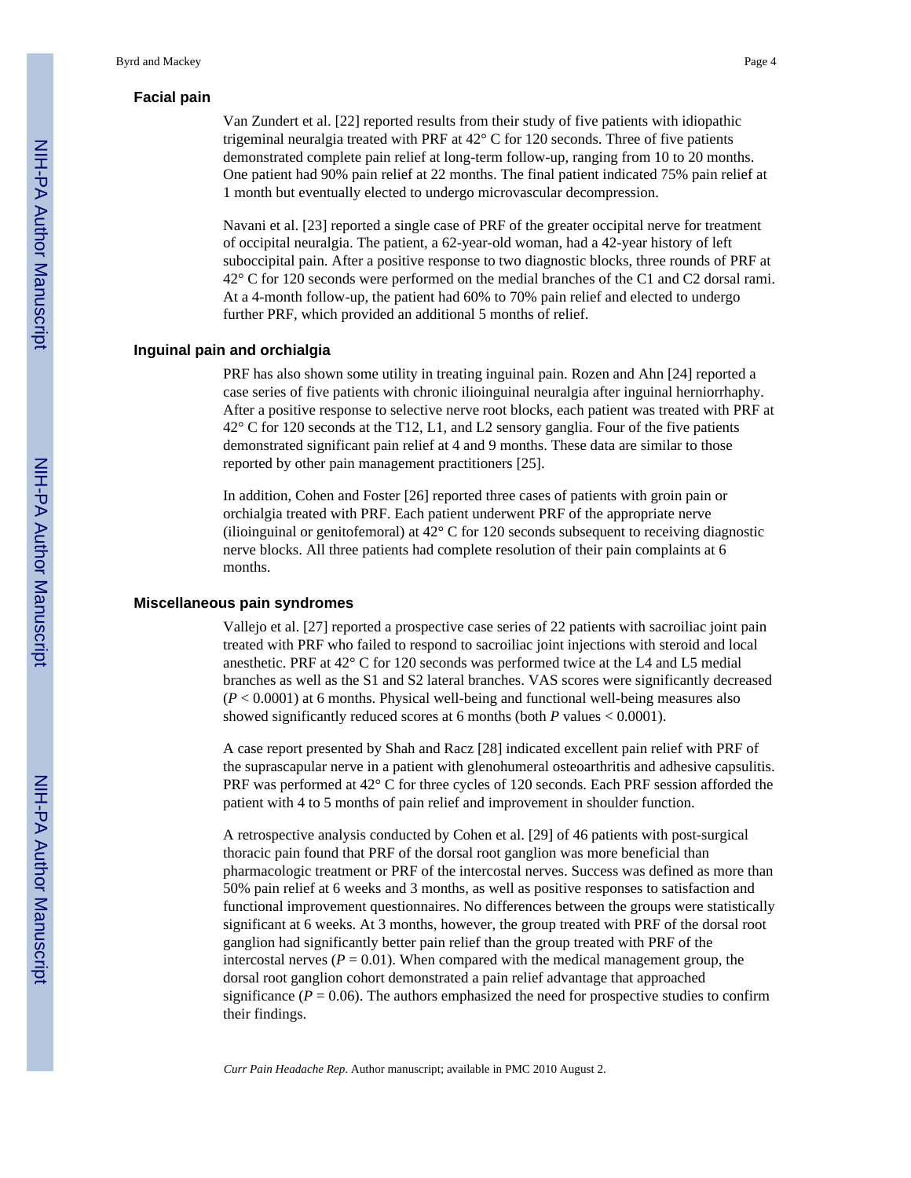### Facial pain

Van Zundert et al. [22] reported results from their study of five patients with idiopathic trigeminal neuralgia treated with PRF at 42° C for 120 seconds. Three of five patients demonstrated complete pain relief at long-term follow-up, ranging from 10 to 20 months. One patient had 90% pain relief at 22 months. The final patient indicated 75% pain relief at 1 month but eventually elected to undergo microvascular decompression.

Navani et al. [23] reported a single case of PRF of the greater occipital nerve for treatment of occipital neuralgia. The patient, a 62-year-old woman, had a 42-year history of left suboccipital pain. After a positive response to two diagnostic blocks, three rounds of PRF at 42° C for 120 seconds were performed on the medial branches of the C1 and C2 dorsal rami. At a 4-month follow-up, the patient had 60% to 70% pain relief and elected to undergo further PRF, which provided an additional 5 months of relief.

### Inguinal pain and orchialgia

PRF has also shown some utility in treating inguinal pain. Rozen and Ahn [24] reported a case series of five patients with chronic ilioinguinal neuralgia after inguinal herniorrhaphy. After a positive response to selective nerve root blocks, each patient was treated with PRF at 42° C for 120 seconds at the T12, L1, and L2 sensory ganglia. Four of the five patients demonstrated significant pain relief at 4 and 9 months. These data are similar to those reported by other pain management practitioners [25].

In addition, Cohen and Foster [26] reported three cases of patients with groin pain or orchialgia treated with PRF. Each patient underwent PRF of the appropriate nerve (ilioinguinal or genitofemoral) at 42° C for 120 seconds subsequent to receiving diagnostic nerve blocks. All three patients had complete resolution of their pain complaints at 6 months.

### Miscellaneous pain syndromes

Vallejo et al. [27] reported a prospective case series of 22 patients with sacroiliac joint pain treated with PRF who failed to respond to sacroiliac joint injections with steroid and local anesthetic. PRF at 42° C for 120 seconds was performed twice at the L4 and L5 medial branches as well as the S1 and S2 lateral branches. VAS scores were significantly decreased ($P < 0.0001$) at 6 months. Physical well-being and functional well-being measures also showed significantly reduced scores at 6 months (both $P$ values < 0.0001).

A case report presented by Shah and Racz [28] indicated excellent pain relief with PRF of the suprascapular nerve in a patient with glenohumeral osteoarthritis and adhesive capsulitis. PRF was performed at 42° C for three cycles of 120 seconds. Each PRF session afforded the patient with 4 to 5 months of pain relief and improvement in shoulder function.

A retrospective analysis conducted by Cohen et al. [29] of 46 patients with post-surgical thoracic pain found that PRF of the dorsal root ganglion was more beneficial than pharmacologic treatment or PRF of the intercostal nerves. Success was defined as more than 50% pain relief at 6 weeks and 3 months, as well as positive responses to satisfaction and functional improvement questionnaires. No differences between the groups were statistically significant at 6 weeks. At 3 months, however, the group treated with PRF of the dorsal root ganglion had significantly better pain relief than the group treated with PRF of the intercostal nerves ($P = 0.01$). When compared with the medical management group, the dorsal root ganglion cohort demonstrated a pain relief advantage that approached significance ($P = 0.06$). The authors emphasized the need for prospective studies to confirm their findings.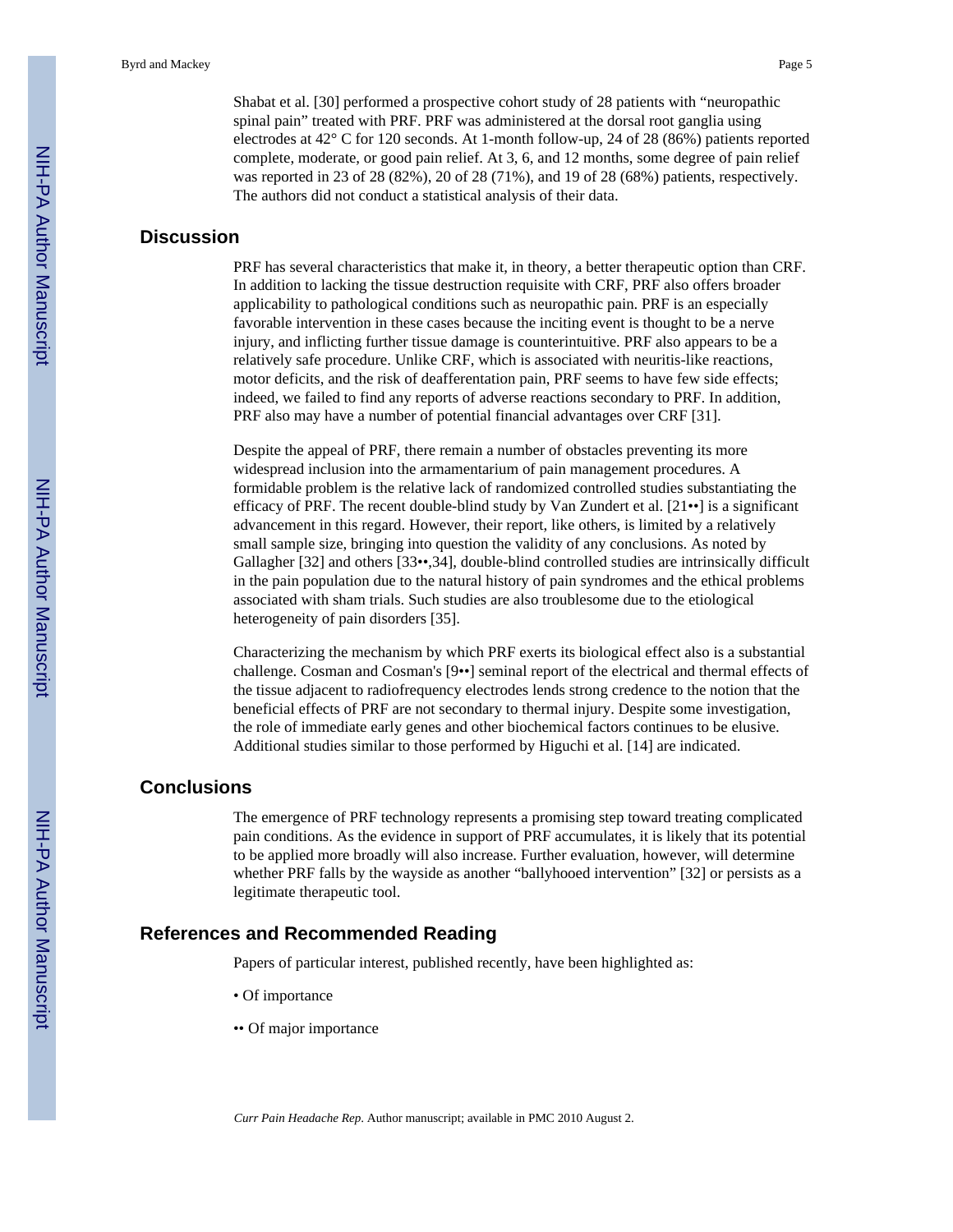Shabat et al. [30] performed a prospective cohort study of 28 patients with "neuropathic spinal pain" treated with PRF. PRF was administered at the dorsal root ganglia using electrodes at 42° C for 120 seconds. At 1-month follow-up, 24 of 28 (86%) patients reported complete, moderate, or good pain relief. At 3, 6, and 12 months, some degree of pain relief was reported in 23 of 28 (82%), 20 of 28 (71%), and 19 of 28 (68%) patients, respectively. The authors did not conduct a statistical analysis of their data.

## Discussion

PRF has several characteristics that make it, in theory, a better therapeutic option than CRF. In addition to lacking the tissue destruction requisite with CRF, PRF also offers broader applicability to pathological conditions such as neuropathic pain. PRF is an especially favorable intervention in these cases because the inciting event is thought to be a nerve injury, and inflicting further tissue damage is counterintuitive. PRF also appears to be a relatively safe procedure. Unlike CRF, which is associated with neuritis-like reactions, motor deficits, and the risk of deafferentation pain, PRF seems to have few side effects; indeed, we failed to find any reports of adverse reactions secondary to PRF. In addition, PRF also may have a number of potential financial advantages over CRF [31].

Despite the appeal of PRF, there remain a number of obstacles preventing its more widespread inclusion into the armamentarium of pain management procedures. A formidable problem is the relative lack of randomized controlled studies substantiating the efficacy of PRF. The recent double-blind study by Van Zundert et al. [21••] is a significant advancement in this regard. However, their report, like others, is limited by a relatively small sample size, bringing into question the validity of any conclusions. As noted by Gallagher [32] and others [33••,34], double-blind controlled studies are intrinsically difficult in the pain population due to the natural history of pain syndromes and the ethical problems associated with sham trials. Such studies are also troublesome due to the etiological heterogeneity of pain disorders [35].

Characterizing the mechanism by which PRF exerts its biological effect also is a substantial challenge. Cosman and Cosman's [9••] seminal report of the electrical and thermal effects of the tissue adjacent to radiofrequency electrodes lends strong credence to the notion that the beneficial effects of PRF are not secondary to thermal injury. Despite some investigation, the role of immediate early genes and other biochemical factors continues to be elusive. Additional studies similar to those performed by Higuchi et al. [14] are indicated.

## Conclusions

The emergence of PRF technology represents a promising step toward treating complicated pain conditions. As the evidence in support of PRF accumulates, it is likely that its potential to be applied more broadly will also increase. Further evaluation, however, will determine whether PRF falls by the wayside as another "ballyhooed intervention" [32] or persists as a legitimate therapeutic tool.

## References and Recommended Reading

Papers of particular interest, published recently, have been highlighted as:

• Of importance

•• Of major importance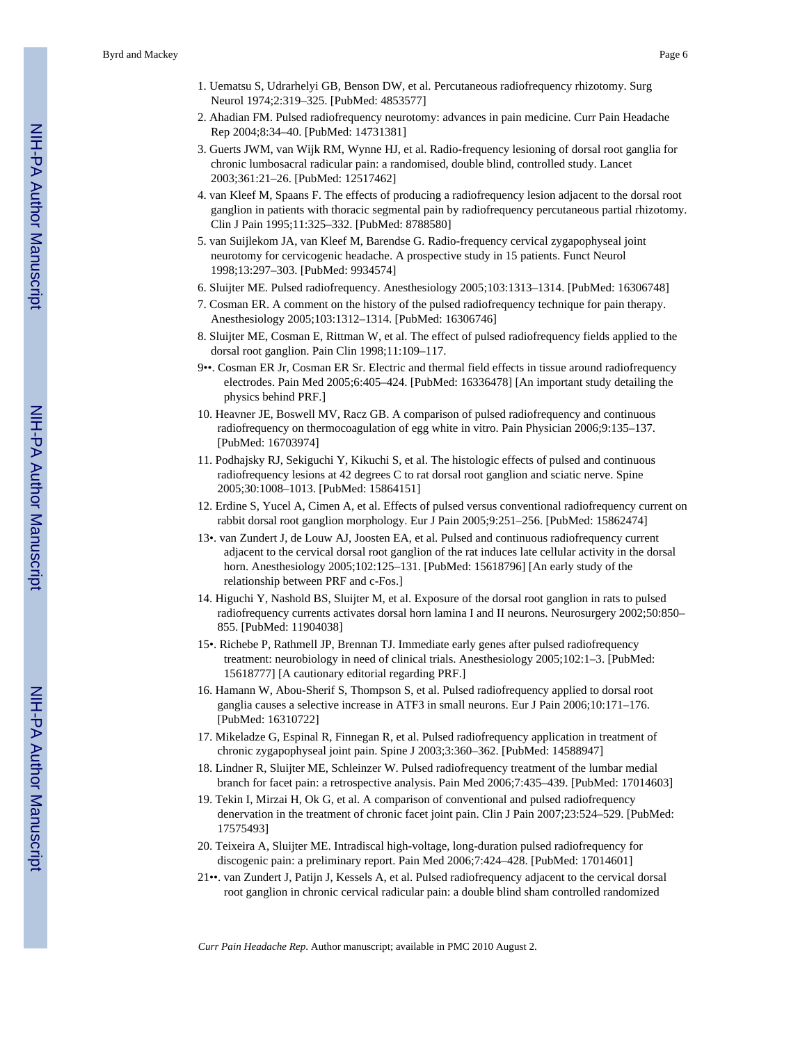1. Uematsu S, Udrarhelyi GB, Benson DW, et al. Percutaneous radiofrequency rhizotomy. Surg Neurol 1974;2:319–325. [PubMed: 4853577]
2. Ahadian FM. Pulsed radiofrequency neurotomy: advances in pain medicine. Curr Pain Headache Rep 2004;8:34–40. [PubMed: 14731381]
3. Guerts JWM, van Wijk RM, Wynne HJ, et al. Radio-frequency lesioning of dorsal root ganglia for chronic lumbosacral radicular pain: a randomised, double blind, controlled study. Lancet 2003;361:21–26. [PubMed: 12517462]
4. van Kleef M, Spaans F. The effects of producing a radiofrequency lesion adjacent to the dorsal root ganglion in patients with thoracic segmental pain by radiofrequency percutaneous partial rhizotomy. Clin J Pain 1995;11:325–332. [PubMed: 8788580]
5. van Suijlekom JA, van Kleef M, Barendse G. Radio-frequency cervical zygapophyseal joint neurotomy for cervicogenic headache. A prospective study in 15 patients. Funct Neurol 1998;13:297–303. [PubMed: 9934574]
6. Sluijter ME. Pulsed radiofrequency. Anesthesiology 2005;103:1313–1314. [PubMed: 16306748]
7. Cosman ER. A comment on the history of the pulsed radiofrequency technique for pain therapy. Anesthesiology 2005;103:1312–1314. [PubMed: 16306746]
8. Sluijter ME, Cosman E, Rittman W, et al. The effect of pulsed radiofrequency fields applied to the dorsal root ganglion. Pain Clin 1998;11:109–117.
9••. Cosman ER Jr, Cosman ER Sr. Electric and thermal field effects in tissue around radiofrequency electrodes. Pain Med 2005;6:405–424. [PubMed: 16336478] [An important study detailing the physics behind PRF.]
10. Heavner JE, Boswell MV, Racz GB. A comparison of pulsed radiofrequency and continuous radiofrequency on thermocoagulation of egg white in vitro. Pain Physician 2006;9:135–137. [PubMed: 16703974]
11. Podhajsky RJ, Sekiguchi Y, Kikuchi S, et al. The histologic effects of pulsed and continuous radiofrequency lesions at 42 degrees C to rat dorsal root ganglion and sciatic nerve. Spine 2005;30:1008–1013. [PubMed: 15864151]
12. Erdine S, Yucel A, Cimen A, et al. Effects of pulsed versus conventional radiofrequency current on rabbit dorsal root ganglion morphology. Eur J Pain 2005;9:251–256. [PubMed: 15862474]
13•. van Zundert J, de Louw AJ, Joosten EA, et al. Pulsed and continuous radiofrequency current adjacent to the cervical dorsal root ganglion of the rat induces late cellular activity in the dorsal horn. Anesthesiology 2005;102:125–131. [PubMed: 15618796] [An early study of the relationship between PRF and c-Fos.]
14. Higuchi Y, Nashold BS, Sluijter M, et al. Exposure of the dorsal root ganglion in rats to pulsed radiofrequency currents activates dorsal horn lamina I and II neurons. Neurosurgery 2002;50:850–855. [PubMed: 11904038]
15•. Richebe P, Rathmell JP, Brennan TJ. Immediate early genes after pulsed radiofrequency treatment: neurobiology in need of clinical trials. Anesthesiology 2005;102:1–3. [PubMed: 15618777] [A cautionary editorial regarding PRF.]
16. Hamann W, Abou-Sherif S, Thompson S, et al. Pulsed radiofrequency applied to dorsal root ganglia causes a selective increase in ATF3 in small neurons. Eur J Pain 2006;10:171–176. [PubMed: 16310722]
17. Mikeladze G, Espinal R, Finnegan R, et al. Pulsed radiofrequency application in treatment of chronic zygapophyseal joint pain. Spine J 2003;3:360–362. [PubMed: 14588947]
18. Lindner R, Sluijter ME, Schleinzer W. Pulsed radiofrequency treatment of the lumbar medial branch for facet pain: a retrospective analysis. Pain Med 2006;7:435–439. [PubMed: 17014603]
19. Tekin I, Mirzai H, Ok G, et al. A comparison of conventional and pulsed radiofrequency denervation in the treatment of chronic facet joint pain. Clin J Pain 2007;23:524–529. [PubMed: 17575493]
20. Teixeira A, Sluijter ME. Intradiscal high-voltage, long-duration pulsed radiofrequency for discogenic pain: a preliminary report. Pain Med 2006;7:424–428. [PubMed: 17014601]
21••. van Zundert J, Patijn J, Kessels A, et al. Pulsed radiofrequency adjacent to the cervical dorsal root ganglion in chronic cervical radicular pain: a double blind sham controlled randomized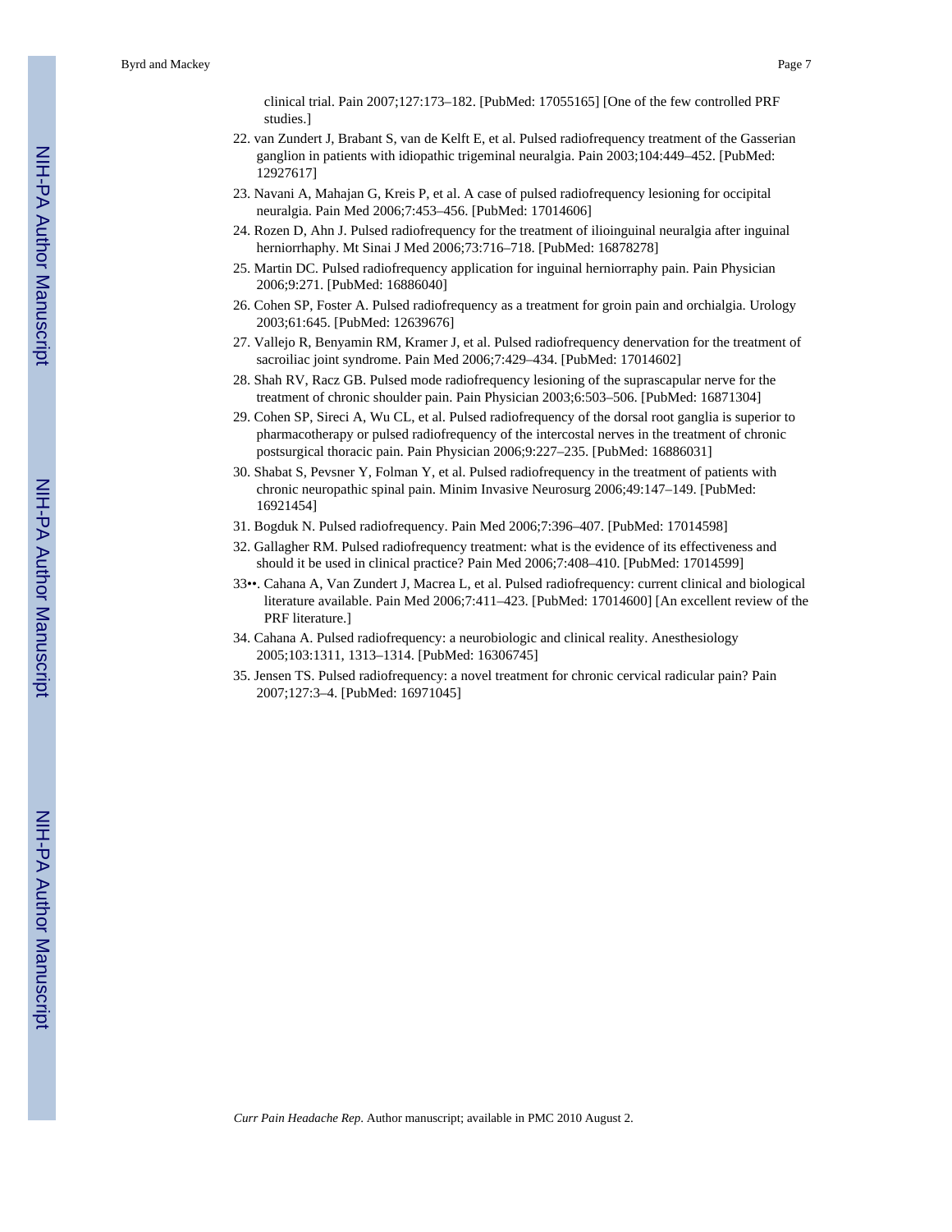clinical trial. Pain 2007;127:173–182. [PubMed: 17055165] [One of the few controlled PRF studies.]

22. van Zundert J, Brabant S, van de Kelft E, et al. Pulsed radiofrequency treatment of the Gasserian ganglion in patients with idiopathic trigeminal neuralgia. Pain 2003;104:449–452. [PubMed: 12927617]
23. Navani A, Mahajan G, Kreis P, et al. A case of pulsed radiofrequency lesioning for occipital neuralgia. Pain Med 2006;7:453–456. [PubMed: 17014606]
24. Rozen D, Ahn J. Pulsed radiofrequency for the treatment of ilioinguinal neuralgia after inguinal herniorrhaphy. Mt Sinai J Med 2006;73:716–718. [PubMed: 16878278]
25. Martin DC. Pulsed radiofrequency application for inguinal herniorraphy pain. Pain Physician 2006;9:271. [PubMed: 16886040]
26. Cohen SP, Foster A. Pulsed radiofrequency as a treatment for groin pain and orchialgia. Urology 2003;61:645. [PubMed: 12639676]
27. Vallejo R, Benyamin RM, Kramer J, et al. Pulsed radiofrequency denervation for the treatment of sacroiliac joint syndrome. Pain Med 2006;7:429–434. [PubMed: 17014602]
28. Shah RV, Racz GB. Pulsed mode radiofrequency lesioning of the suprascapular nerve for the treatment of chronic shoulder pain. Pain Physician 2003;6:503–506. [PubMed: 16871304]
29. Cohen SP, Sireci A, Wu CL, et al. Pulsed radiofrequency of the dorsal root ganglia is superior to pharmacotherapy or pulsed radiofrequency of the intercostal nerves in the treatment of chronic postsurgical thoracic pain. Pain Physician 2006;9:227–235. [PubMed: 16886031]
30. Shabat S, Pevsner Y, Folman Y, et al. Pulsed radiofrequency in the treatment of patients with chronic neuropathic spinal pain. Minim Invasive Neurosurg 2006;49:147–149. [PubMed: 16921454]
31. Bogduk N. Pulsed radiofrequency. Pain Med 2006;7:396–407. [PubMed: 17014598]
32. Gallagher RM. Pulsed radiofrequency treatment: what is the evidence of its effectiveness and should it be used in clinical practice? Pain Med 2006;7:408–410. [PubMed: 17014599]
33••. Cahana A, Van Zundert J, Macrea L, et al. Pulsed radiofrequency: current clinical and biological literature available. Pain Med 2006;7:411–423. [PubMed: 17014600] [An excellent review of the PRF literature.]
34. Cahana A. Pulsed radiofrequency: a neurobiologic and clinical reality. Anesthesiology 2005;103:1311, 1313–1314. [PubMed: 16306745]
35. Jensen TS. Pulsed radiofrequency: a novel treatment for chronic cervical radicular pain? Pain 2007;127:3–4. [PubMed: 16971045]